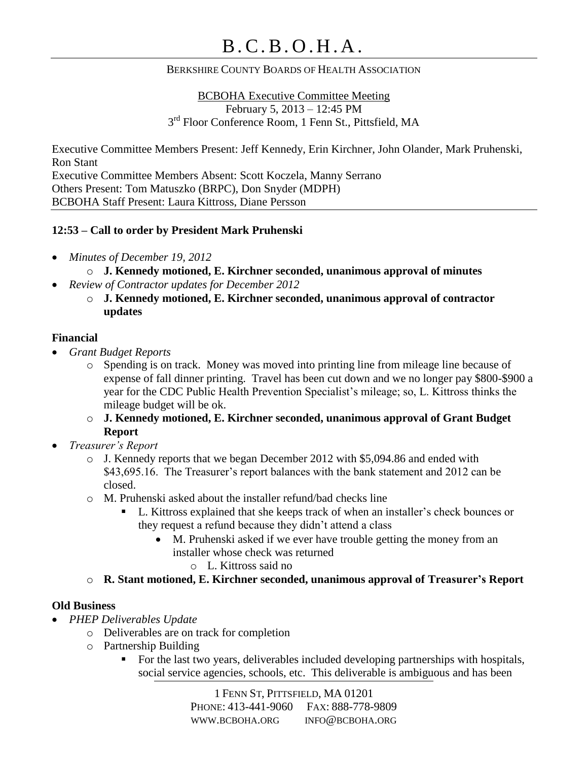# B.C.B.O.H.A.

BERKSHIRE COUNTY BOARDS OF HEALTH ASSOCIATION

BCBOHA Executive Committee Meeting
February 5, 2013 – 12:45 PM
3rd Floor Conference Room, 1 Fenn St., Pittsfield, MA

Executive Committee Members Present: Jeff Kennedy, Erin Kirchner, John Olander, Mark Pruhenski, Ron Stant
Executive Committee Members Absent: Scott Koczela, Manny Serrano
Others Present: Tom Matuszko (BRPC), Don Snyder (MDPH)
BCBOHA Staff Present: Laura Kittross, Diane Persson

**12:53 – Call to order by President Mark Pruhenski**

- *Minutes of December 19, 2012*
  - **J. Kennedy motioned, E. Kirchner seconded, unanimous approval of minutes**
- *Review of Contractor updates for December 2012*
  - **J. Kennedy motioned, E. Kirchner seconded, unanimous approval of contractor updates**

**Financial**

- *Grant Budget Reports*
  - Spending is on track. Money was moved into printing line from mileage line because of expense of fall dinner printing. Travel has been cut down and we no longer pay $800-$900 a year for the CDC Public Health Prevention Specialist's mileage; so, L. Kittross thinks the mileage budget will be ok.
  - **J. Kennedy motioned, E. Kirchner seconded, unanimous approval of Grant Budget Report**
- *Treasurer's Report*
  - J. Kennedy reports that we began December 2012 with $5,094.86 and ended with $43,695.16. The Treasurer's report balances with the bank statement and 2012 can be closed.
  - M. Pruhenski asked about the installer refund/bad checks line
    - L. Kittross explained that she keeps track of when an installer's check bounces or they request a refund because they didn't attend a class
      - M. Pruhenski asked if we ever have trouble getting the money from an installer whose check was returned
        - L. Kittross said no
  - **R. Stant motioned, E. Kirchner seconded, unanimous approval of Treasurer's Report**

**Old Business**

- *PHEP Deliverables Update*
  - Deliverables are on track for completion
  - Partnership Building
    - For the last two years, deliverables included developing partnerships with hospitals, social service agencies, schools, etc. This deliverable is ambiguous and has been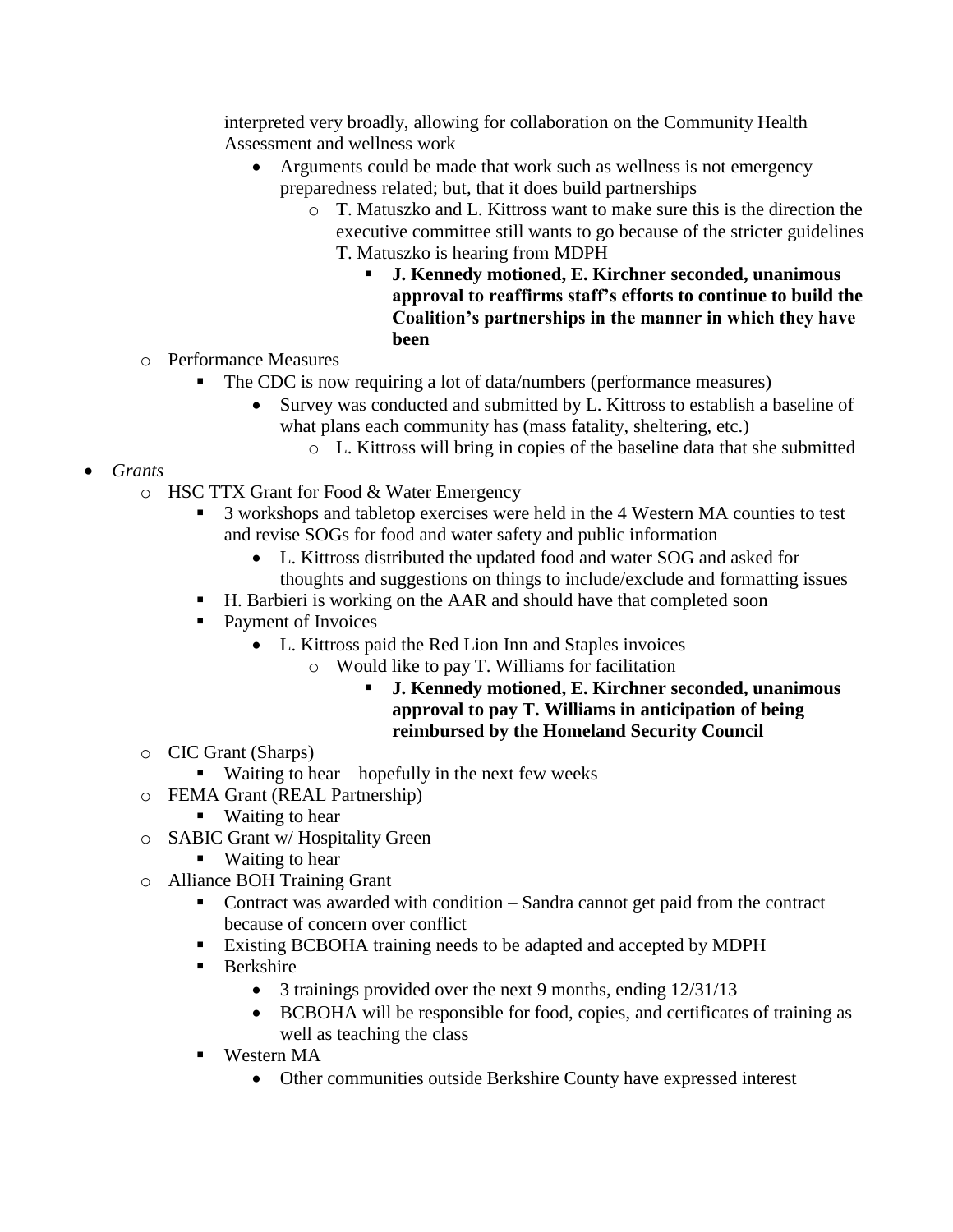interpreted very broadly, allowing for collaboration on the Community Health Assessment and wellness work

- Arguments could be made that work such as wellness is not emergency preparedness related; but, that it does build partnerships
  - T. Matuszko and L. Kittross want to make sure this is the direction the executive committee still wants to go because of the stricter guidelines T. Matuszko is hearing from MDPH
    - **J. Kennedy motioned, E. Kirchner seconded, unanimous approval to reaffirms staff's efforts to continue to build the Coalition's partnerships in the manner in which they have been**

- Performance Measures
  - The CDC is now requiring a lot of data/numbers (performance measures)
    - Survey was conducted and submitted by L. Kittross to establish a baseline of what plans each community has (mass fatality, sheltering, etc.)
      - L. Kittross will bring in copies of the baseline data that she submitted

- *Grants*
  - HSC TTX Grant for Food & Water Emergency
    - 3 workshops and tabletop exercises were held in the 4 Western MA counties to test and revise SOGs for food and water safety and public information
      - L. Kittross distributed the updated food and water SOG and asked for thoughts and suggestions on things to include/exclude and formatting issues
    - H. Barbieri is working on the AAR and should have that completed soon
    - Payment of Invoices
      - L. Kittross paid the Red Lion Inn and Staples invoices
        - Would like to pay T. Williams for facilitation
          - **J. Kennedy motioned, E. Kirchner seconded, unanimous approval to pay T. Williams in anticipation of being reimbursed by the Homeland Security Council**
  - CIC Grant (Sharps)
    - Waiting to hear – hopefully in the next few weeks
  - FEMA Grant (REAL Partnership)
    - Waiting to hear
  - SABIC Grant w/ Hospitality Green
    - Waiting to hear
  - Alliance BOH Training Grant
    - Contract was awarded with condition – Sandra cannot get paid from the contract because of concern over conflict
    - Existing BCBOHA training needs to be adapted and accepted by MDPH
    - Berkshire
      - 3 trainings provided over the next 9 months, ending 12/31/13
      - BCBOHA will be responsible for food, copies, and certificates of training as well as teaching the class
    - Western MA
      - Other communities outside Berkshire County have expressed interest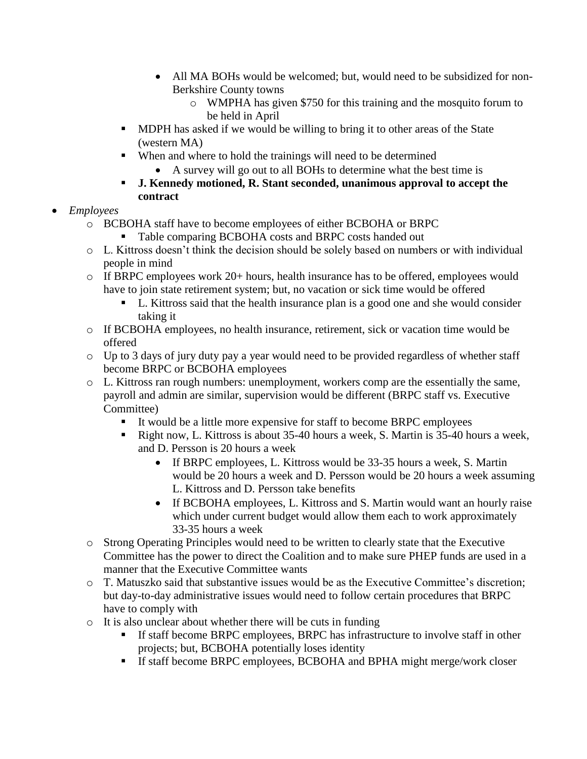- All MA BOHs would be welcomed; but, would need to be subsidized for non-Berkshire County towns
          - WMPHA has given $750 for this training and the mosquito forum to be held in April
      - MDPH has asked if we would be willing to bring it to other areas of the State (western MA)
      - When and where to hold the trainings will need to be determined
        - A survey will go out to all BOHs to determine what the best time is
      - **J. Kennedy motioned, R. Stant seconded, unanimous approval to accept the contract**
- *Employees*
  - BCBOHA staff have to become employees of either BCBOHA or BRPC
    - Table comparing BCBOHA costs and BRPC costs handed out
  - L. Kittross doesn't think the decision should be solely based on numbers or with individual people in mind
  - If BRPC employees work 20+ hours, health insurance has to be offered, employees would have to join state retirement system; but, no vacation or sick time would be offered
    - L. Kittross said that the health insurance plan is a good one and she would consider taking it
  - If BCBOHA employees, no health insurance, retirement, sick or vacation time would be offered
  - Up to 3 days of jury duty pay a year would need to be provided regardless of whether staff become BRPC or BCBOHA employees
  - L. Kittross ran rough numbers: unemployment, workers comp are the essentially the same, payroll and admin are similar, supervision would be different (BRPC staff vs. Executive Committee)
    - It would be a little more expensive for staff to become BRPC employees
    - Right now, L. Kittross is about 35-40 hours a week, S. Martin is 35-40 hours a week, and D. Persson is 20 hours a week
      - If BRPC employees, L. Kittross would be 33-35 hours a week, S. Martin would be 20 hours a week and D. Persson would be 20 hours a week assuming L. Kittross and D. Persson take benefits
      - If BCBOHA employees, L. Kittross and S. Martin would want an hourly raise which under current budget would allow them each to work approximately 33-35 hours a week
  - Strong Operating Principles would need to be written to clearly state that the Executive Committee has the power to direct the Coalition and to make sure PHEP funds are used in a manner that the Executive Committee wants
  - T. Matuszko said that substantive issues would be as the Executive Committee's discretion; but day-to-day administrative issues would need to follow certain procedures that BRPC have to comply with
  - It is also unclear about whether there will be cuts in funding
    - If staff become BRPC employees, BRPC has infrastructure to involve staff in other projects; but, BCBOHA potentially loses identity
    - If staff become BRPC employees, BCBOHA and BPHA might merge/work closer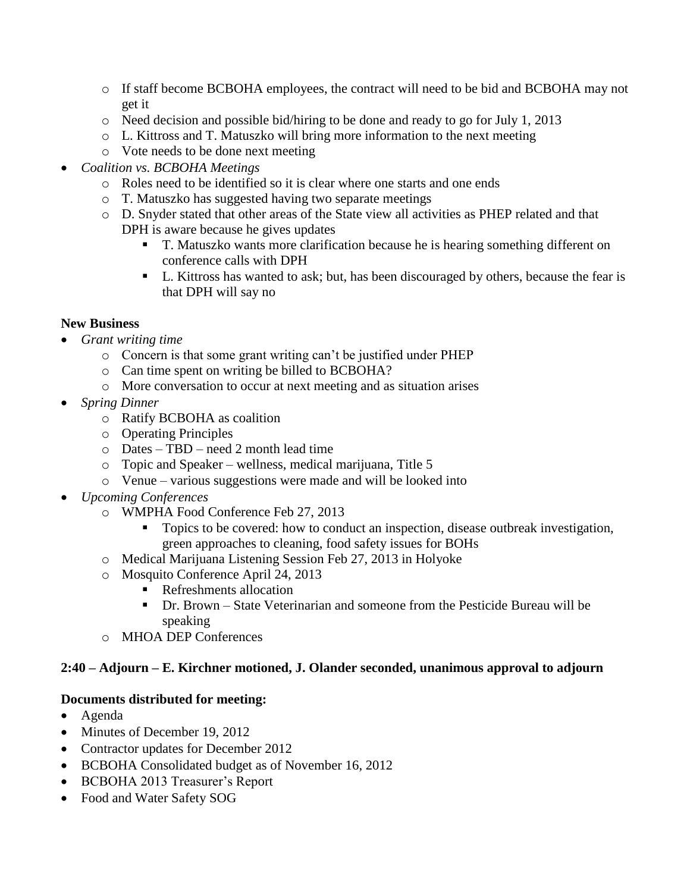- If staff become BCBOHA employees, the contract will need to be bid and BCBOHA may not get it
    - Need decision and possible bid/hiring to be done and ready to go for July 1, 2013
    - L. Kittross and T. Matuszko will bring more information to the next meeting
    - Vote needs to be done next meeting
- *Coalition vs. BCBOHA Meetings*
    - Roles need to be identified so it is clear where one starts and one ends
    - T. Matuszko has suggested having two separate meetings
    - D. Snyder stated that other areas of the State view all activities as PHEP related and that DPH is aware because he gives updates
        - T. Matuszko wants more clarification because he is hearing something different on conference calls with DPH
        - L. Kittross has wanted to ask; but, has been discouraged by others, because the fear is that DPH will say no

**New Business**

- *Grant writing time*
    - Concern is that some grant writing can't be justified under PHEP
    - Can time spent on writing be billed to BCBOHA?
    - More conversation to occur at next meeting and as situation arises
- *Spring Dinner*
    - Ratify BCBOHA as coalition
    - Operating Principles
    - Dates – TBD – need 2 month lead time
    - Topic and Speaker – wellness, medical marijuana, Title 5
    - Venue – various suggestions were made and will be looked into
- *Upcoming Conferences*
    - WMPHA Food Conference Feb 27, 2013
        - Topics to be covered: how to conduct an inspection, disease outbreak investigation, green approaches to cleaning, food safety issues for BOHs
    - Medical Marijuana Listening Session Feb 27, 2013 in Holyoke
    - Mosquito Conference April 24, 2013
        - Refreshments allocation
        - Dr. Brown – State Veterinarian and someone from the Pesticide Bureau will be speaking
    - MHOA DEP Conferences

**2:40 – Adjourn – E. Kirchner motioned, J. Olander seconded, unanimous approval to adjourn**

**Documents distributed for meeting:**

- Agenda
- Minutes of December 19, 2012
- Contractor updates for December 2012
- BCBOHA Consolidated budget as of November 16, 2012
- BCBOHA 2013 Treasurer's Report
- Food and Water Safety SOG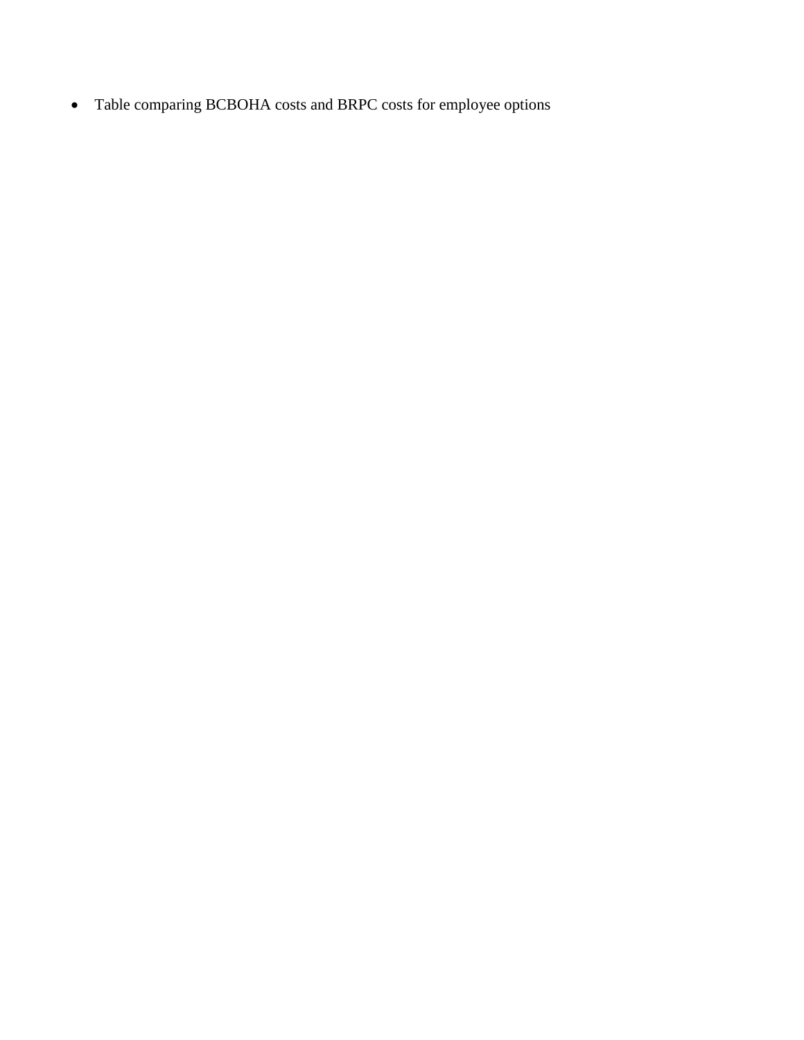- Table comparing BCBOHA costs and BRPC costs for employee options